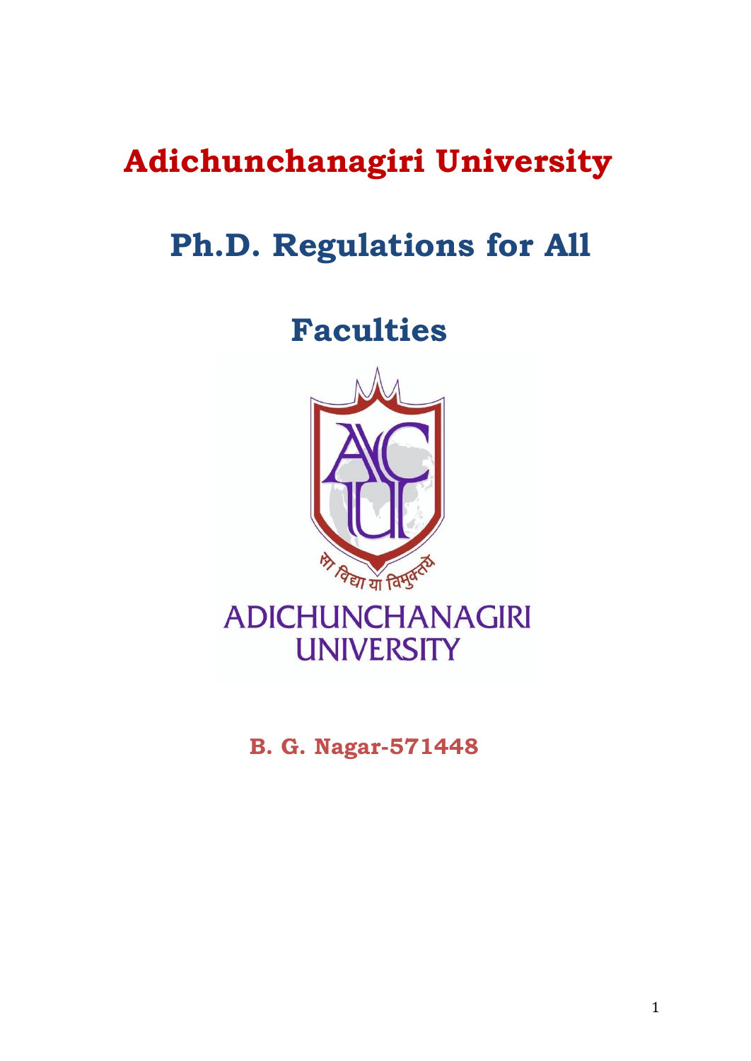# Adichunchanagiri University

# Ph.D. Regulations for All Faculties

**B. G. Nagar-571448**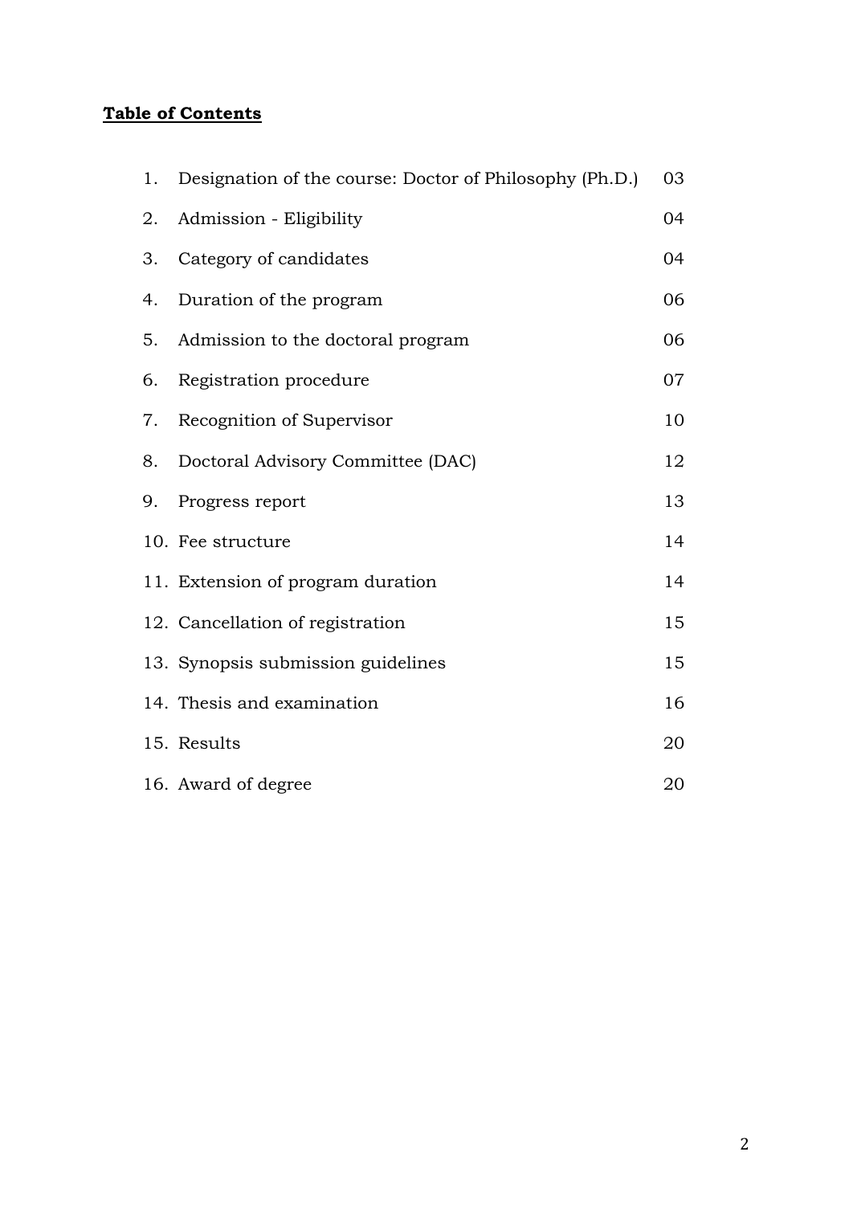**Table of Contents**

| | | |
|---|---|---|
| 1. | Designation of the course: Doctor of Philosophy (Ph.D.) | 03 |
| 2. | Admission - Eligibility | 04 |
| 3. | Category of candidates | 04 |
| 4. | Duration of the program | 06 |
| 5. | Admission to the doctoral program | 06 |
| 6. | Registration procedure | 07 |
| 7. | Recognition of Supervisor | 10 |
| 8. | Doctoral Advisory Committee (DAC) | 12 |
| 9. | Progress report | 13 |
| 10. | Fee structure | 14 |
| 11. | Extension of program duration | 14 |
| 12. | Cancellation of registration | 15 |
| 13. | Synopsis submission guidelines | 15 |
| 14. | Thesis and examination | 16 |
| 15. | Results | 20 |
| 16. | Award of degree | 20 |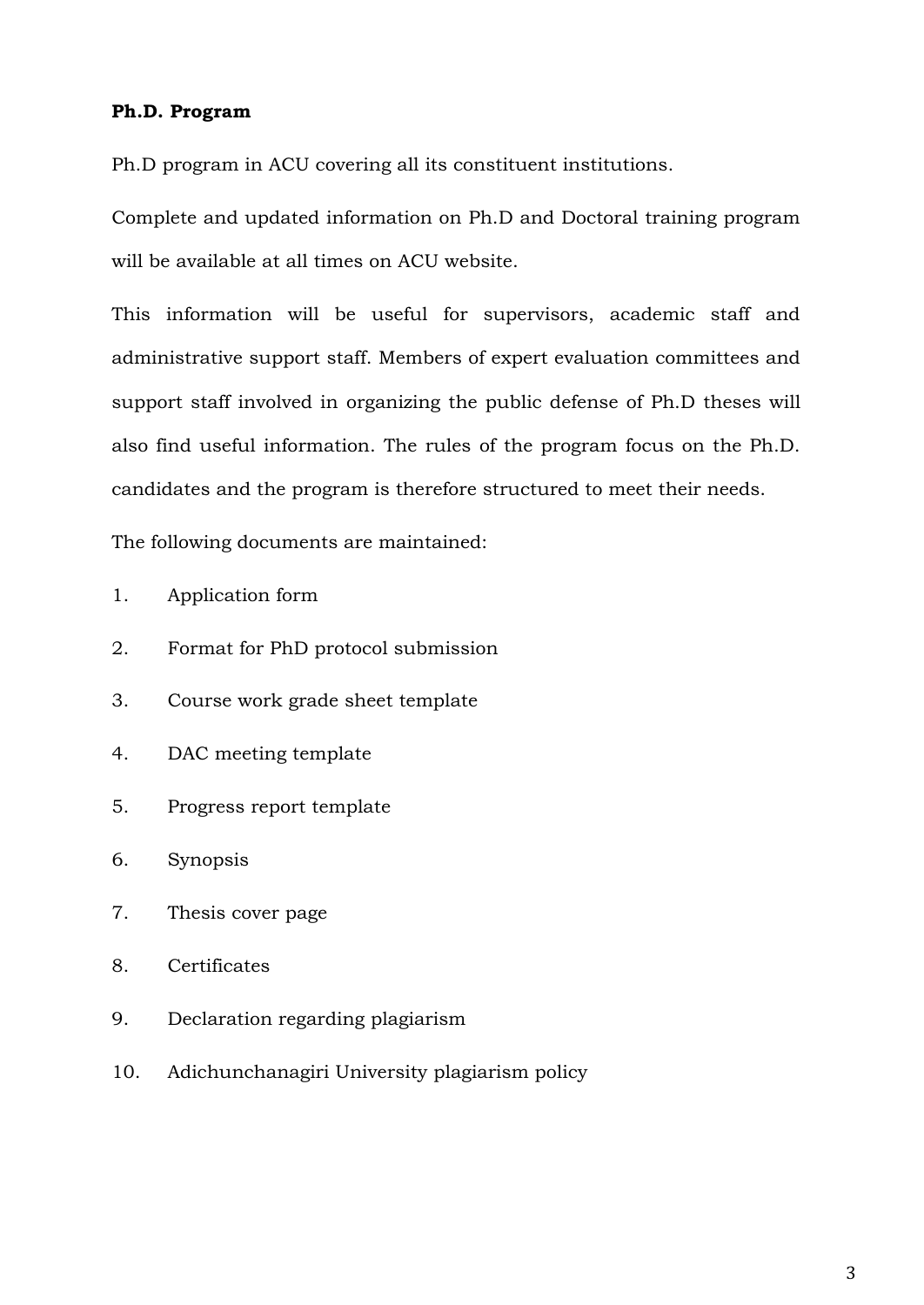**Ph.D. Program**

Ph.D program in ACU covering all its constituent institutions.

Complete and updated information on Ph.D and Doctoral training program will be available at all times on ACU website.

This information will be useful for supervisors, academic staff and administrative support staff. Members of expert evaluation committees and support staff involved in organizing the public defense of Ph.D theses will also find useful information. The rules of the program focus on the Ph.D. candidates and the program is therefore structured to meet their needs.

The following documents are maintained:

1. Application form
2. Format for PhD protocol submission
3. Course work grade sheet template
4. DAC meeting template
5. Progress report template
6. Synopsis
7. Thesis cover page
8. Certificates
9. Declaration regarding plagiarism
10. Adichunchanagiri University plagiarism policy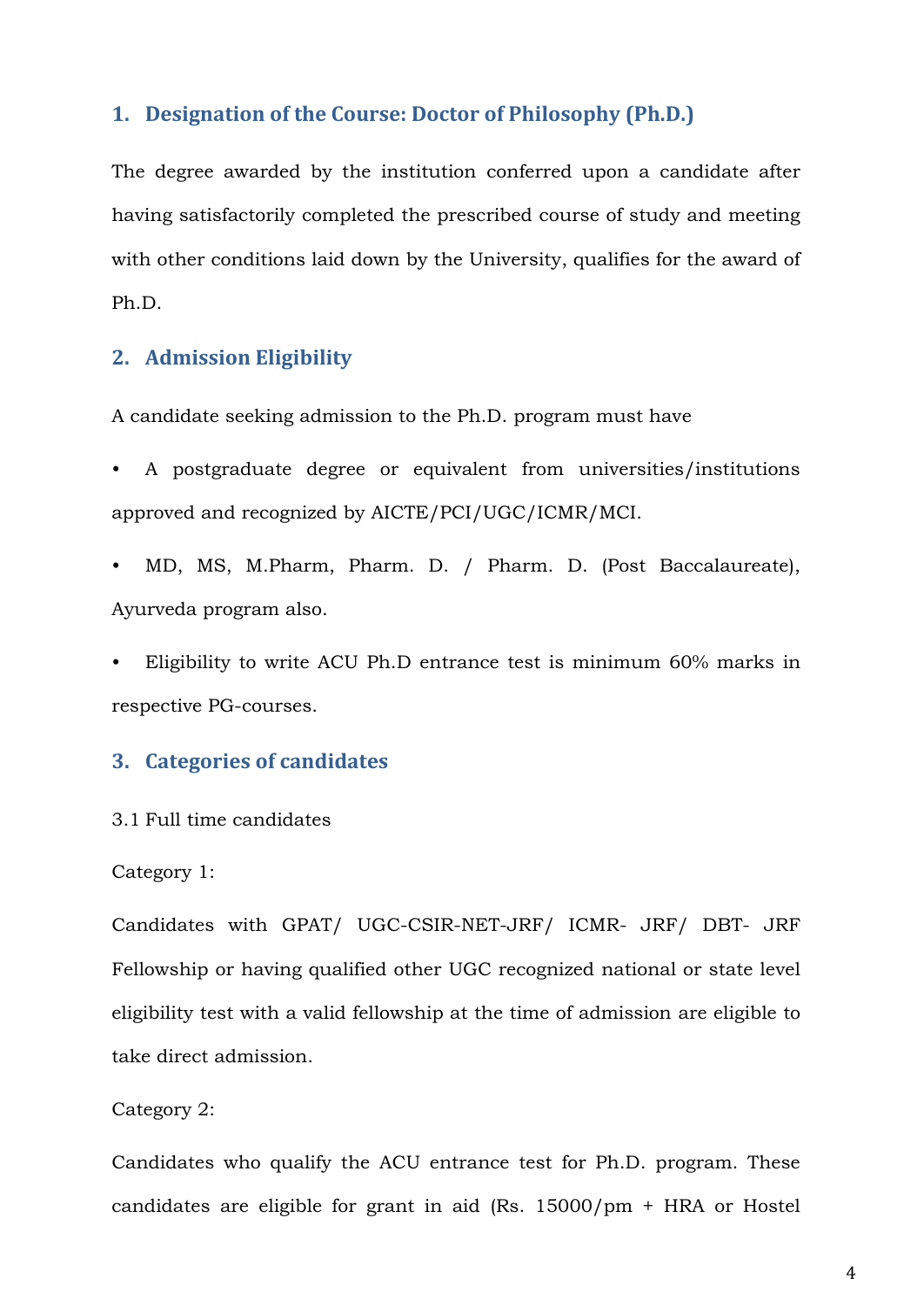## 1. Designation of the Course: Doctor of Philosophy (Ph.D.)

The degree awarded by the institution conferred upon a candidate after having satisfactorily completed the prescribed course of study and meeting with other conditions laid down by the University, qualifies for the award of Ph.D.

## 2. Admission Eligibility

A candidate seeking admission to the Ph.D. program must have

- A postgraduate degree or equivalent from universities/institutions approved and recognized by AICTE/PCI/UGC/ICMR/MCI.
- MD, MS, M.Pharm, Pharm. D. / Pharm. D. (Post Baccalaureate), Ayurveda program also.
- Eligibility to write ACU Ph.D entrance test is minimum 60% marks in respective PG-courses.

## 3. Categories of candidates

3.1 Full time candidates

Category 1:

Candidates with GPAT/ UGC-CSIR-NET-JRF/ ICMR- JRF/ DBT- JRF Fellowship or having qualified other UGC recognized national or state level eligibility test with a valid fellowship at the time of admission are eligible to take direct admission.

Category 2:

Candidates who qualify the ACU entrance test for Ph.D. program. These candidates are eligible for grant in aid (Rs. 15000/pm + HRA or Hostel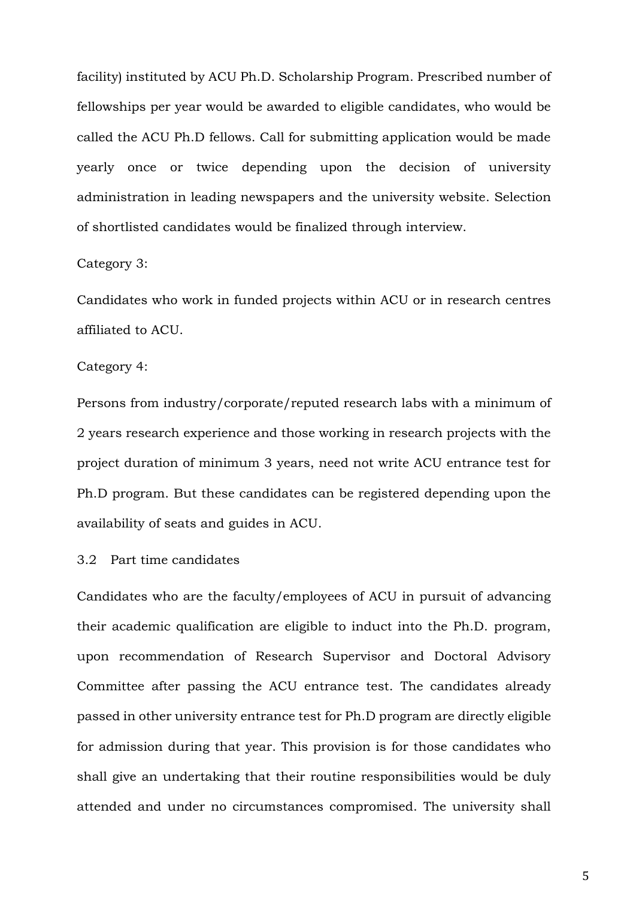facility) instituted by ACU Ph.D. Scholarship Program. Prescribed number of fellowships per year would be awarded to eligible candidates, who would be called the ACU Ph.D fellows. Call for submitting application would be made yearly once or twice depending upon the decision of university administration in leading newspapers and the university website. Selection of shortlisted candidates would be finalized through interview.

Category 3:

Candidates who work in funded projects within ACU or in research centres affiliated to ACU.

Category 4:

Persons from industry/corporate/reputed research labs with a minimum of 2 years research experience and those working in research projects with the project duration of minimum 3 years, need not write ACU entrance test for Ph.D program. But these candidates can be registered depending upon the availability of seats and guides in ACU.

3.2 Part time candidates

Candidates who are the faculty/employees of ACU in pursuit of advancing their academic qualification are eligible to induct into the Ph.D. program, upon recommendation of Research Supervisor and Doctoral Advisory Committee after passing the ACU entrance test. The candidates already passed in other university entrance test for Ph.D program are directly eligible for admission during that year. This provision is for those candidates who shall give an undertaking that their routine responsibilities would be duly attended and under no circumstances compromised. The university shall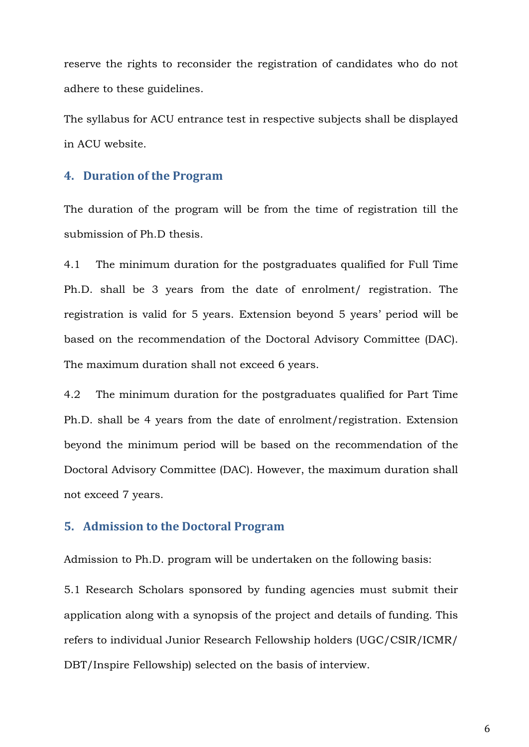reserve the rights to reconsider the registration of candidates who do not adhere to these guidelines.

The syllabus for ACU entrance test in respective subjects shall be displayed in ACU website.

## 4. Duration of the Program

The duration of the program will be from the time of registration till the submission of Ph.D thesis.

4.1 The minimum duration for the postgraduates qualified for Full Time Ph.D. shall be 3 years from the date of enrolment/ registration. The registration is valid for 5 years. Extension beyond 5 years' period will be based on the recommendation of the Doctoral Advisory Committee (DAC). The maximum duration shall not exceed 6 years.

4.2 The minimum duration for the postgraduates qualified for Part Time Ph.D. shall be 4 years from the date of enrolment/registration. Extension beyond the minimum period will be based on the recommendation of the Doctoral Advisory Committee (DAC). However, the maximum duration shall not exceed 7 years.

## 5. Admission to the Doctoral Program

Admission to Ph.D. program will be undertaken on the following basis:

5.1 Research Scholars sponsored by funding agencies must submit their application along with a synopsis of the project and details of funding. This refers to individual Junior Research Fellowship holders (UGC/CSIR/ICMR/ DBT/Inspire Fellowship) selected on the basis of interview.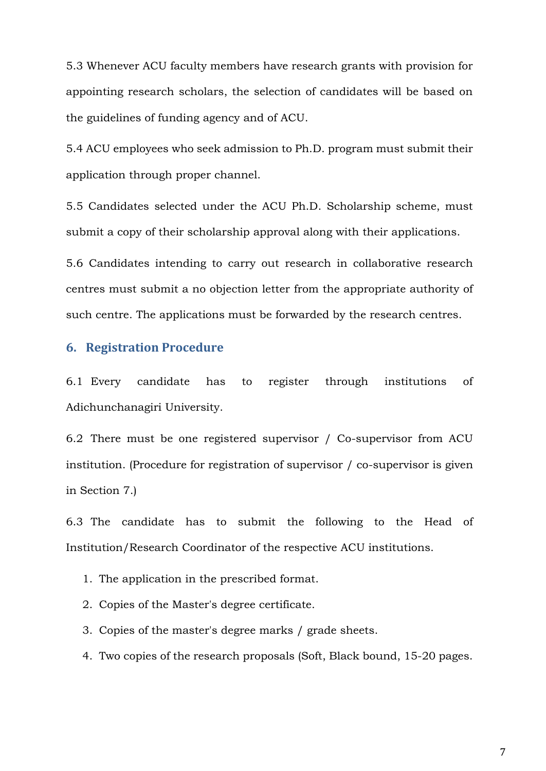5.3 Whenever ACU faculty members have research grants with provision for appointing research scholars, the selection of candidates will be based on the guidelines of funding agency and of ACU.

5.4 ACU employees who seek admission to Ph.D. program must submit their application through proper channel.

5.5 Candidates selected under the ACU Ph.D. Scholarship scheme, must submit a copy of their scholarship approval along with their applications.

5.6 Candidates intending to carry out research in collaborative research centres must submit a no objection letter from the appropriate authority of such centre. The applications must be forwarded by the research centres.

## 6. Registration Procedure

6.1 Every candidate has to register through institutions of Adichunchanagiri University.

6.2 There must be one registered supervisor / Co-supervisor from ACU institution. (Procedure for registration of supervisor / co-supervisor is given in Section 7.)

6.3 The candidate has to submit the following to the Head of Institution/Research Coordinator of the respective ACU institutions.

1. The application in the prescribed format.
2. Copies of the Master's degree certificate.
3. Copies of the master's degree marks / grade sheets.
4. Two copies of the research proposals (Soft, Black bound, 15-20 pages.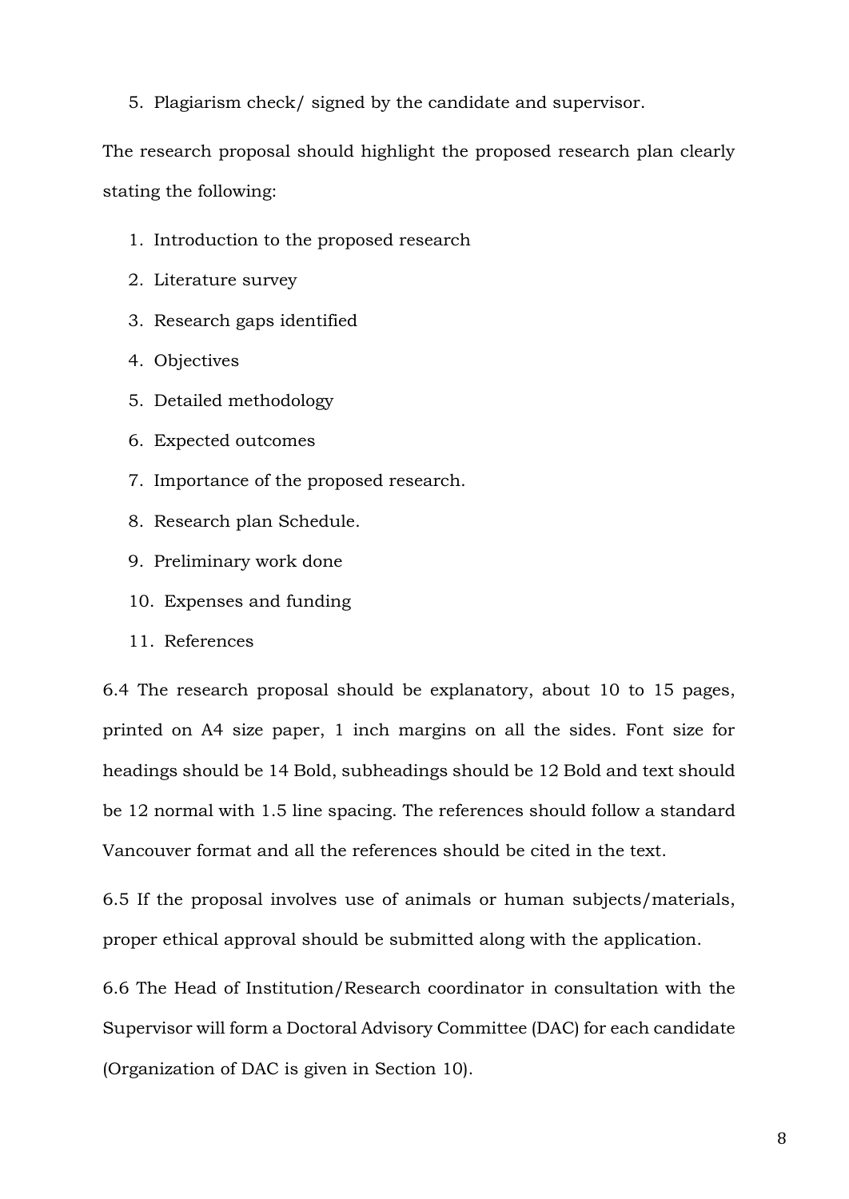5. Plagiarism check/ signed by the candidate and supervisor.

The research proposal should highlight the proposed research plan clearly stating the following:

1. Introduction to the proposed research
2. Literature survey
3. Research gaps identified
4. Objectives
5. Detailed methodology
6. Expected outcomes
7. Importance of the proposed research.
8. Research plan Schedule.
9. Preliminary work done
10. Expenses and funding
11. References

6.4 The research proposal should be explanatory, about 10 to 15 pages, printed on A4 size paper, 1 inch margins on all the sides. Font size for headings should be 14 Bold, subheadings should be 12 Bold and text should be 12 normal with 1.5 line spacing. The references should follow a standard Vancouver format and all the references should be cited in the text.

6.5 If the proposal involves use of animals or human subjects/materials, proper ethical approval should be submitted along with the application.

6.6 The Head of Institution/Research coordinator in consultation with the Supervisor will form a Doctoral Advisory Committee (DAC) for each candidate (Organization of DAC is given in Section 10).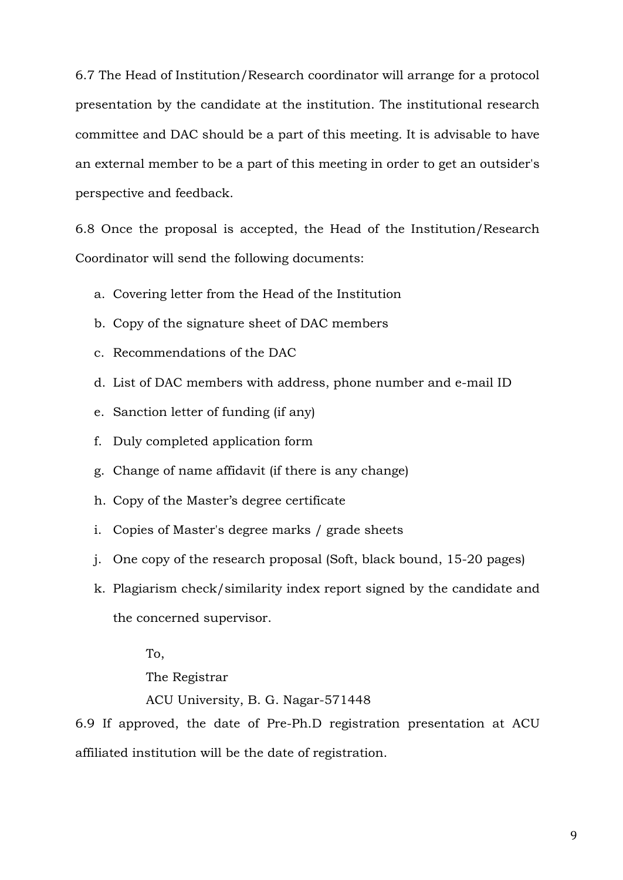6.7 The Head of Institution/Research coordinator will arrange for a protocol presentation by the candidate at the institution. The institutional research committee and DAC should be a part of this meeting. It is advisable to have an external member to be a part of this meeting in order to get an outsider's perspective and feedback.

6.8 Once the proposal is accepted, the Head of the Institution/Research Coordinator will send the following documents:

a. Covering letter from the Head of the Institution
b. Copy of the signature sheet of DAC members
c. Recommendations of the DAC
d. List of DAC members with address, phone number and e-mail ID
e. Sanction letter of funding (if any)
f. Duly completed application form
g. Change of name affidavit (if there is any change)
h. Copy of the Master's degree certificate
i. Copies of Master's degree marks / grade sheets
j. One copy of the research proposal (Soft, black bound, 15-20 pages)
k. Plagiarism check/similarity index report signed by the candidate and the concerned supervisor.

To,
The Registrar
ACU University, B. G. Nagar-571448

6.9 If approved, the date of Pre-Ph.D registration presentation at ACU affiliated institution will be the date of registration.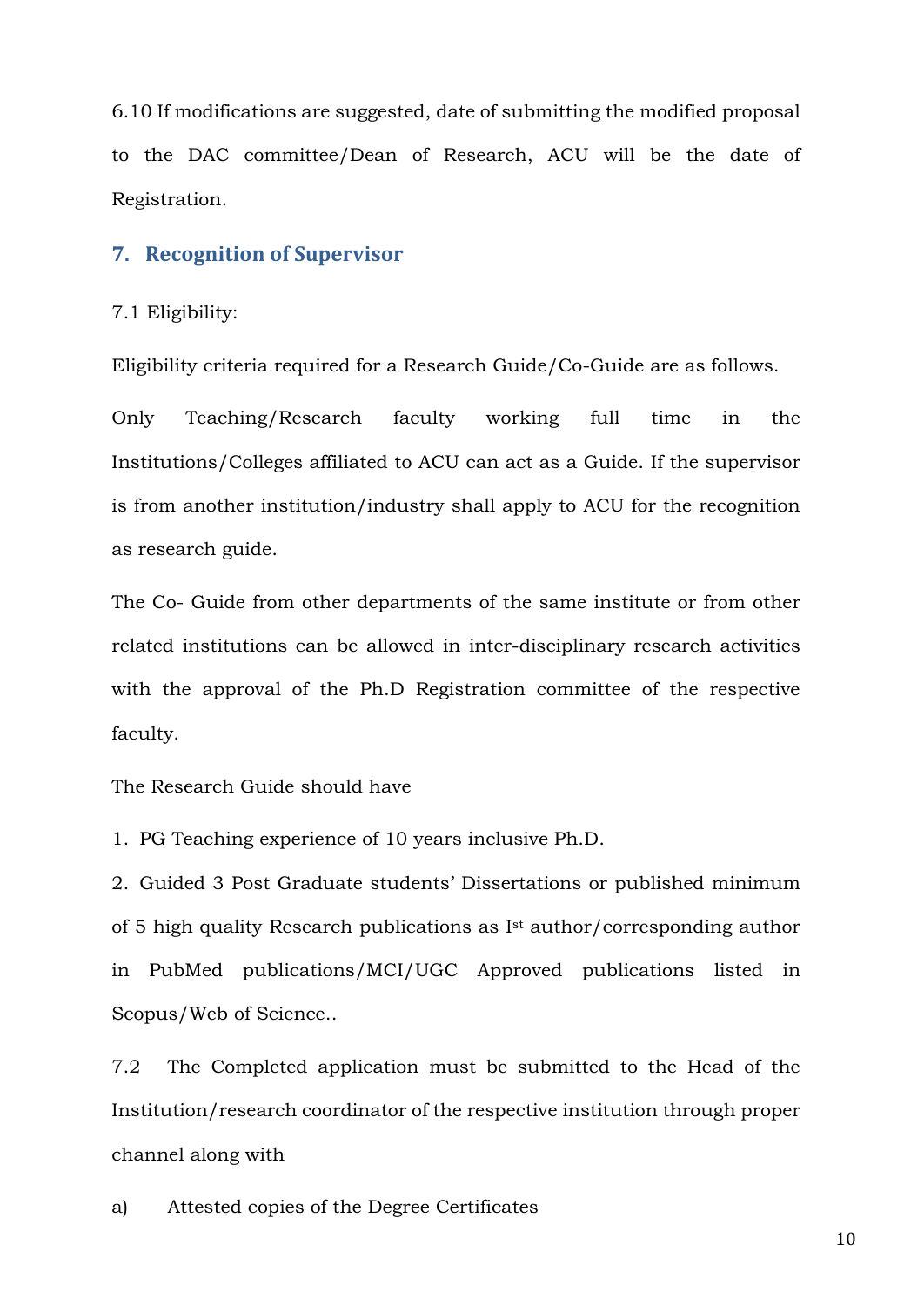6.10 If modifications are suggested, date of submitting the modified proposal to the DAC committee/Dean of Research, ACU will be the date of Registration.

## 7. Recognition of Supervisor

7.1 Eligibility:

Eligibility criteria required for a Research Guide/Co-Guide are as follows.

Only Teaching/Research faculty working full time in the Institutions/Colleges affiliated to ACU can act as a Guide. If the supervisor is from another institution/industry shall apply to ACU for the recognition as research guide.

The Co- Guide from other departments of the same institute or from other related institutions can be allowed in inter-disciplinary research activities with the approval of the Ph.D Registration committee of the respective faculty.

The Research Guide should have

1. PG Teaching experience of 10 years inclusive Ph.D.
2. Guided 3 Post Graduate students' Dissertations or published minimum of 5 high quality Research publications as Ist author/corresponding author in PubMed publications/MCI/UGC Approved publications listed in Scopus/Web of Science..

7.2 The Completed application must be submitted to the Head of the Institution/research coordinator of the respective institution through proper channel along with

a) Attested copies of the Degree Certificates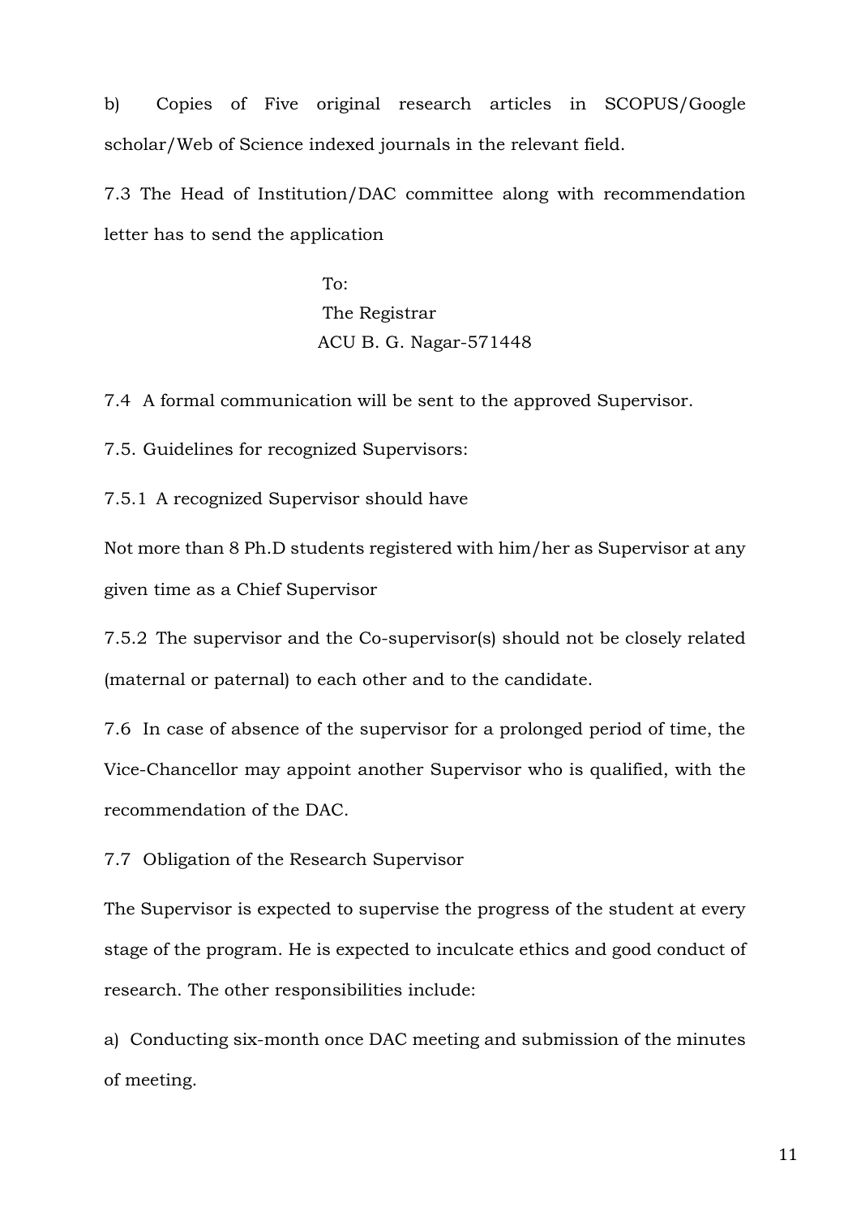b) Copies of Five original research articles in SCOPUS/Google scholar/Web of Science indexed journals in the relevant field.

7.3 The Head of Institution/DAC committee along with recommendation letter has to send the application

To:
The Registrar
ACU B. G. Nagar-571448

7.4 A formal communication will be sent to the approved Supervisor.

7.5. Guidelines for recognized Supervisors:

7.5.1 A recognized Supervisor should have

Not more than 8 Ph.D students registered with him/her as Supervisor at any given time as a Chief Supervisor

7.5.2 The supervisor and the Co-supervisor(s) should not be closely related (maternal or paternal) to each other and to the candidate.

7.6 In case of absence of the supervisor for a prolonged period of time, the Vice-Chancellor may appoint another Supervisor who is qualified, with the recommendation of the DAC.

7.7 Obligation of the Research Supervisor

The Supervisor is expected to supervise the progress of the student at every stage of the program. He is expected to inculcate ethics and good conduct of research. The other responsibilities include:

a) Conducting six-month once DAC meeting and submission of the minutes of meeting.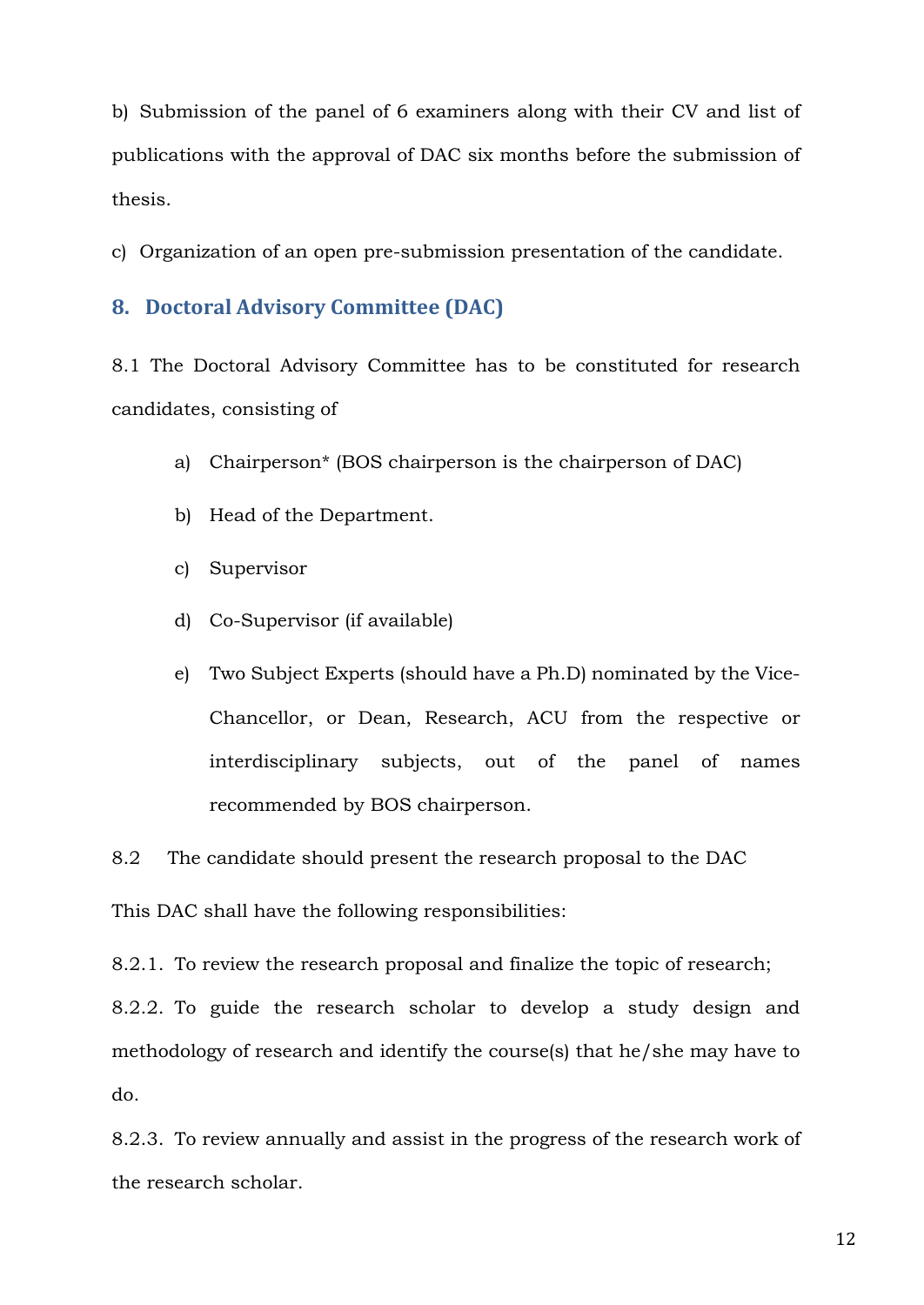b) Submission of the panel of 6 examiners along with their CV and list of publications with the approval of DAC six months before the submission of thesis.

c) Organization of an open pre-submission presentation of the candidate.

## 8. Doctoral Advisory Committee (DAC)

8.1 The Doctoral Advisory Committee has to be constituted for research candidates, consisting of

a) Chairperson* (BOS chairperson is the chairperson of DAC)

b) Head of the Department.

c) Supervisor

d) Co-Supervisor (if available)

e) Two Subject Experts (should have a Ph.D) nominated by the Vice-Chancellor, or Dean, Research, ACU from the respective or interdisciplinary subjects, out of the panel of names recommended by BOS chairperson.

8.2 The candidate should present the research proposal to the DAC

This DAC shall have the following responsibilities:

8.2.1. To review the research proposal and finalize the topic of research;

8.2.2. To guide the research scholar to develop a study design and methodology of research and identify the course(s) that he/she may have to do.

8.2.3. To review annually and assist in the progress of the research work of the research scholar.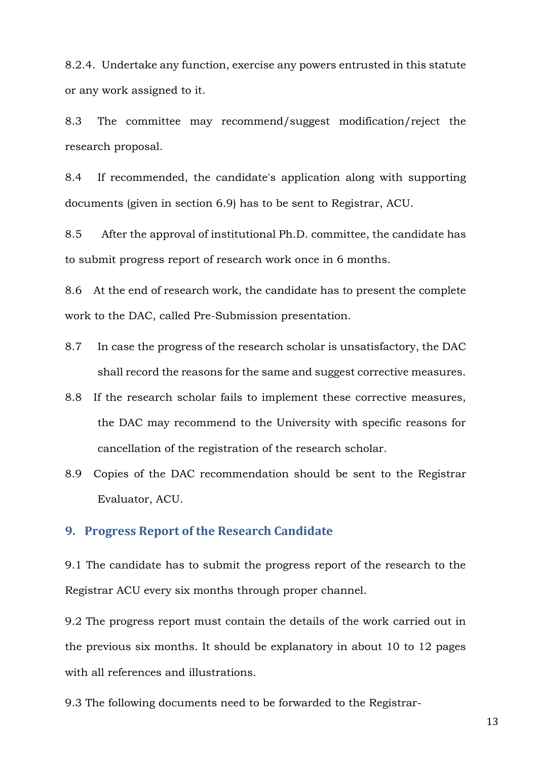8.2.4. Undertake any function, exercise any powers entrusted in this statute or any work assigned to it.

8.3 The committee may recommend/suggest modification/reject the research proposal.

8.4 If recommended, the candidate's application along with supporting documents (given in section 6.9) has to be sent to Registrar, ACU.

8.5 After the approval of institutional Ph.D. committee, the candidate has to submit progress report of research work once in 6 months.

8.6 At the end of research work, the candidate has to present the complete work to the DAC, called Pre-Submission presentation.

8.7 In case the progress of the research scholar is unsatisfactory, the DAC shall record the reasons for the same and suggest corrective measures.

8.8 If the research scholar fails to implement these corrective measures, the DAC may recommend to the University with specific reasons for cancellation of the registration of the research scholar.

8.9 Copies of the DAC recommendation should be sent to the Registrar Evaluator, ACU.

## 9. Progress Report of the Research Candidate

9.1 The candidate has to submit the progress report of the research to the Registrar ACU every six months through proper channel.

9.2 The progress report must contain the details of the work carried out in the previous six months. It should be explanatory in about 10 to 12 pages with all references and illustrations.

9.3 The following documents need to be forwarded to the Registrar-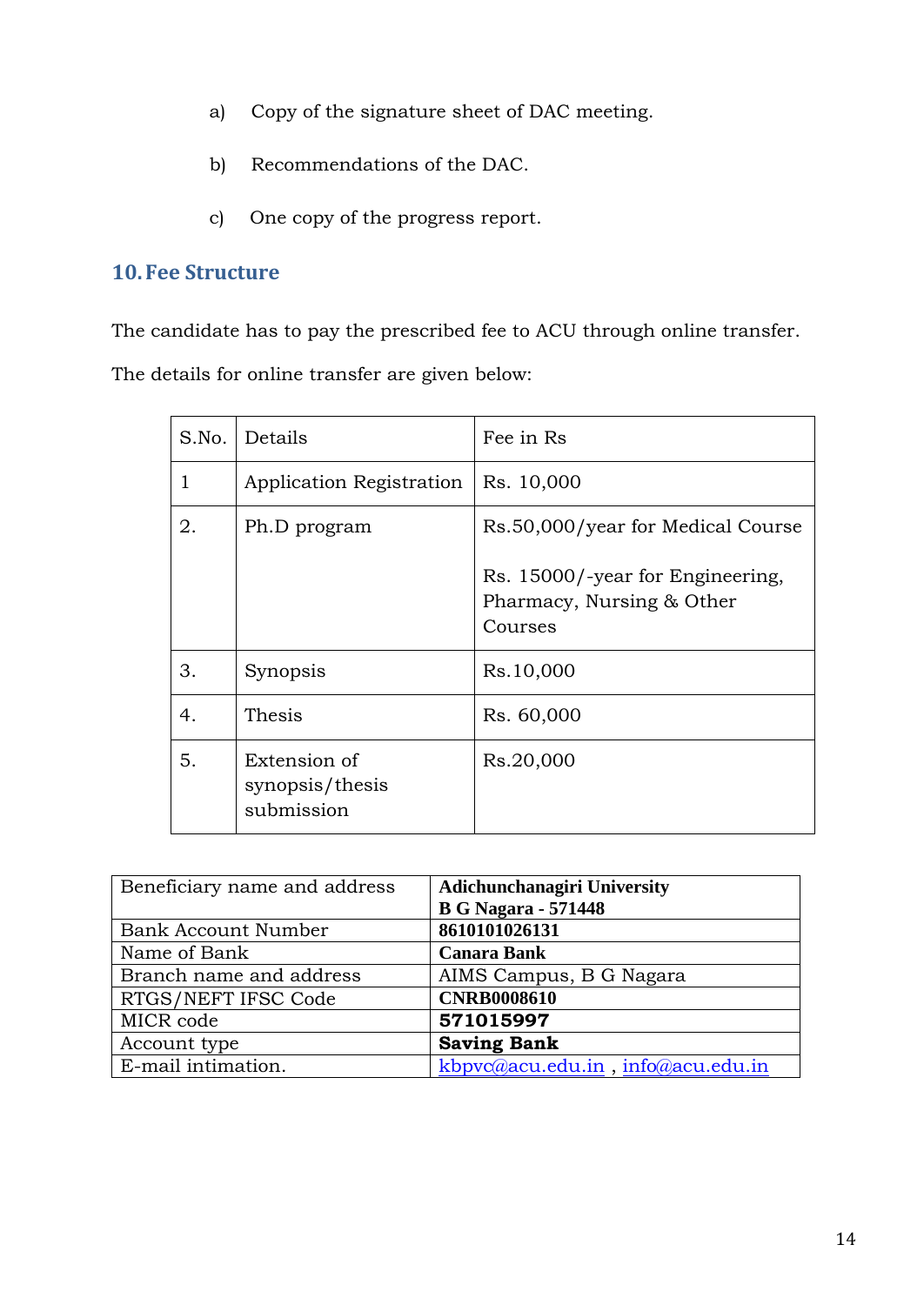a) Copy of the signature sheet of DAC meeting.

b) Recommendations of the DAC.

c) One copy of the progress report.

## 10. Fee Structure

The candidate has to pay the prescribed fee to ACU through online transfer.

The details for online transfer are given below:

| S.No. | Details | Fee in Rs |
|---|---|---|
| 1 | Application Registration | Rs. 10,000 |
| 2. | Ph.D program | Rs.50,000/year for Medical Course<br><br>Rs. 15000/-year for Engineering, Pharmacy, Nursing & Other Courses |
| 3. | Synopsis | Rs.10,000 |
| 4. | Thesis | Rs. 60,000 |
| 5. | Extension of synopsis/thesis submission | Rs.20,000 |

| Beneficiary name and address | **Adichunchanagiri University**<br>**B G Nagara - 571448** |
|---|---|
| Bank Account Number | **8610101026131** |
| Name of Bank | **Canara Bank** |
| Branch name and address | AIMS Campus, B G Nagara |
| RTGS/NEFT IFSC Code | **CNRB0008610** |
| MICR code | **571015997** |
| Account type | **Saving Bank** |
| E-mail intimation. | kbpvc@acu.edu.in , info@acu.edu.in |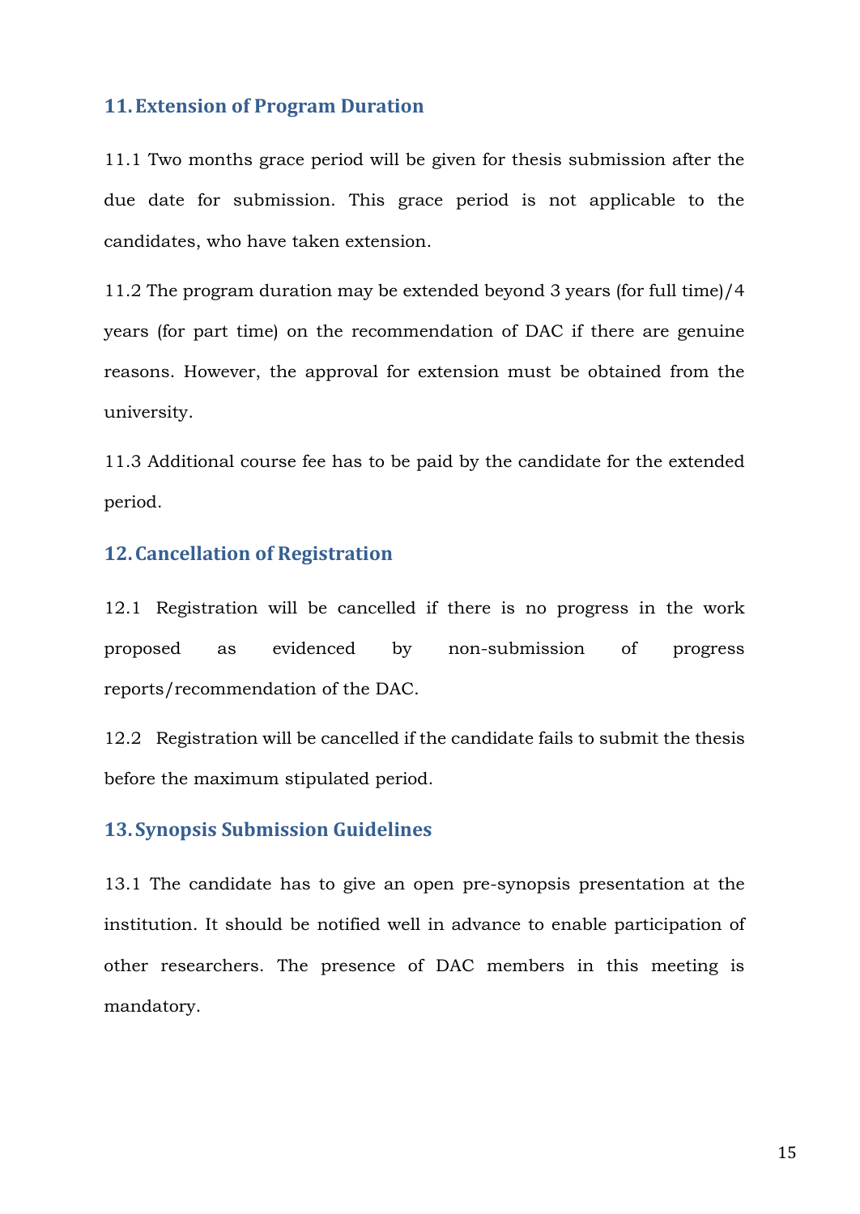## 11. Extension of Program Duration

11.1 Two months grace period will be given for thesis submission after the due date for submission. This grace period is not applicable to the candidates, who have taken extension.

11.2 The program duration may be extended beyond 3 years (for full time)/4 years (for part time) on the recommendation of DAC if there are genuine reasons. However, the approval for extension must be obtained from the university.

11.3 Additional course fee has to be paid by the candidate for the extended period.

## 12. Cancellation of Registration

12.1 Registration will be cancelled if there is no progress in the work proposed as evidenced by non-submission of progress reports/recommendation of the DAC.

12.2 Registration will be cancelled if the candidate fails to submit the thesis before the maximum stipulated period.

## 13. Synopsis Submission Guidelines

13.1 The candidate has to give an open pre-synopsis presentation at the institution. It should be notified well in advance to enable participation of other researchers. The presence of DAC members in this meeting is mandatory.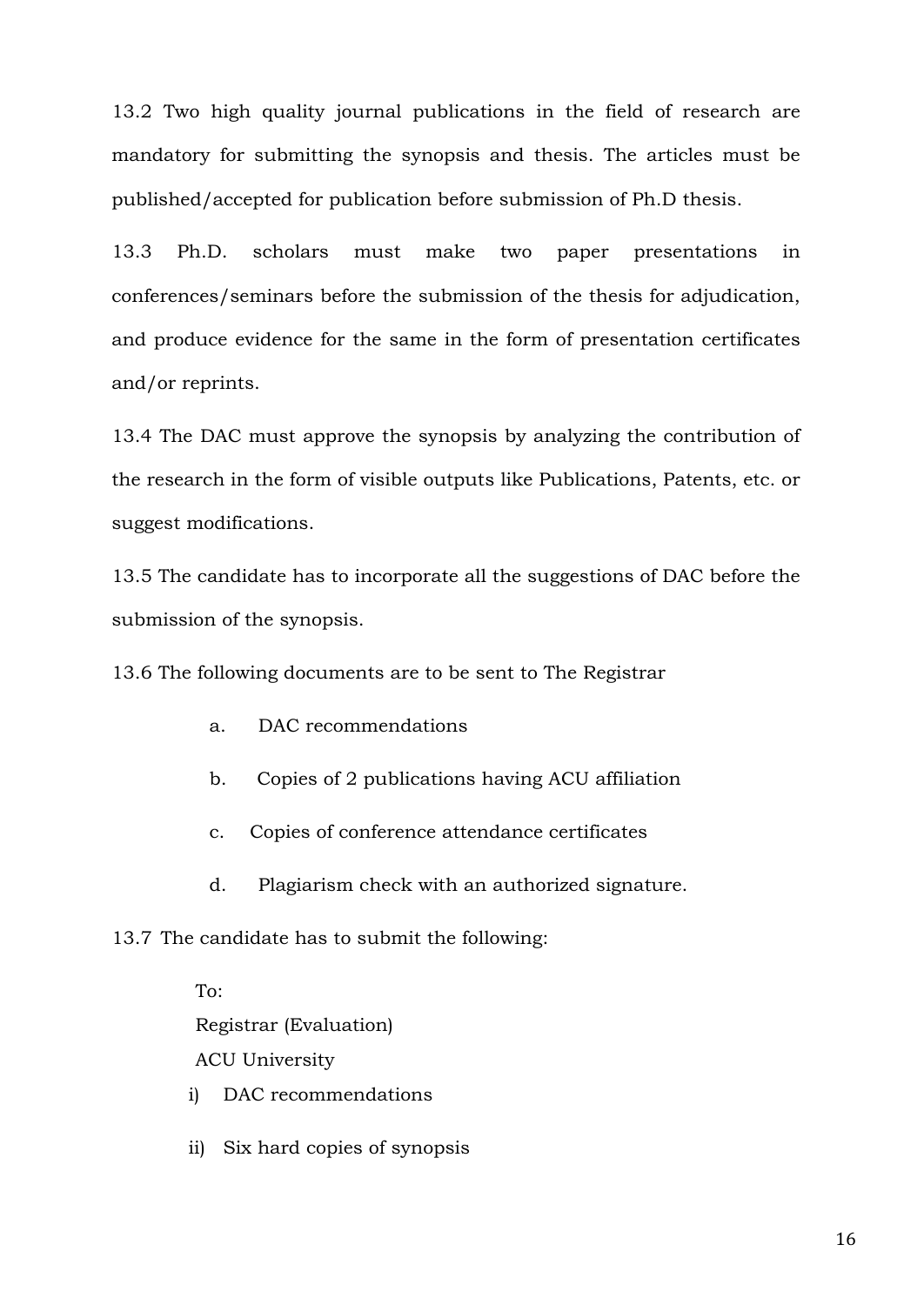13.2 Two high quality journal publications in the field of research are mandatory for submitting the synopsis and thesis. The articles must be published/accepted for publication before submission of Ph.D thesis.

13.3 Ph.D. scholars must make two paper presentations in conferences/seminars before the submission of the thesis for adjudication, and produce evidence for the same in the form of presentation certificates and/or reprints.

13.4 The DAC must approve the synopsis by analyzing the contribution of the research in the form of visible outputs like Publications, Patents, etc. or suggest modifications.

13.5 The candidate has to incorporate all the suggestions of DAC before the submission of the synopsis.

13.6 The following documents are to be sent to The Registrar

a. DAC recommendations

b. Copies of 2 publications having ACU affiliation

c. Copies of conference attendance certificates

d. Plagiarism check with an authorized signature.

13.7 The candidate has to submit the following:

To:
Registrar (Evaluation)
ACU University

i) DAC recommendations

ii) Six hard copies of synopsis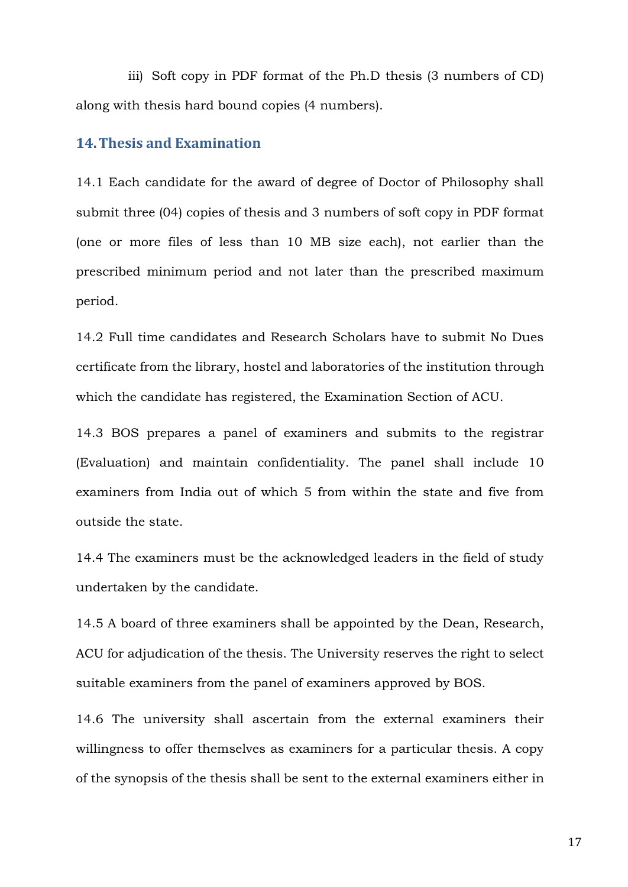iii) Soft copy in PDF format of the Ph.D thesis (3 numbers of CD) along with thesis hard bound copies (4 numbers).

## 14. Thesis and Examination

14.1 Each candidate for the award of degree of Doctor of Philosophy shall submit three (04) copies of thesis and 3 numbers of soft copy in PDF format (one or more files of less than 10 MB size each), not earlier than the prescribed minimum period and not later than the prescribed maximum period.

14.2 Full time candidates and Research Scholars have to submit No Dues certificate from the library, hostel and laboratories of the institution through which the candidate has registered, the Examination Section of ACU.

14.3 BOS prepares a panel of examiners and submits to the registrar (Evaluation) and maintain confidentiality. The panel shall include 10 examiners from India out of which 5 from within the state and five from outside the state.

14.4 The examiners must be the acknowledged leaders in the field of study undertaken by the candidate.

14.5 A board of three examiners shall be appointed by the Dean, Research, ACU for adjudication of the thesis. The University reserves the right to select suitable examiners from the panel of examiners approved by BOS.

14.6 The university shall ascertain from the external examiners their willingness to offer themselves as examiners for a particular thesis. A copy of the synopsis of the thesis shall be sent to the external examiners either in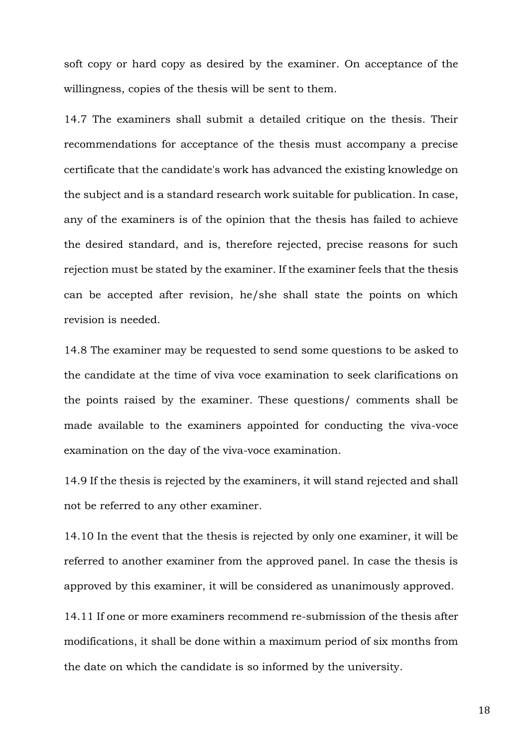soft copy or hard copy as desired by the examiner. On acceptance of the willingness, copies of the thesis will be sent to them.

14.7 The examiners shall submit a detailed critique on the thesis. Their recommendations for acceptance of the thesis must accompany a precise certificate that the candidate's work has advanced the existing knowledge on the subject and is a standard research work suitable for publication. In case, any of the examiners is of the opinion that the thesis has failed to achieve the desired standard, and is, therefore rejected, precise reasons for such rejection must be stated by the examiner. If the examiner feels that the thesis can be accepted after revision, he/she shall state the points on which revision is needed.

14.8 The examiner may be requested to send some questions to be asked to the candidate at the time of viva voce examination to seek clarifications on the points raised by the examiner. These questions/ comments shall be made available to the examiners appointed for conducting the viva-voce examination on the day of the viva-voce examination.

14.9 If the thesis is rejected by the examiners, it will stand rejected and shall not be referred to any other examiner.

14.10 In the event that the thesis is rejected by only one examiner, it will be referred to another examiner from the approved panel. In case the thesis is approved by this examiner, it will be considered as unanimously approved.

14.11 If one or more examiners recommend re-submission of the thesis after modifications, it shall be done within a maximum period of six months from the date on which the candidate is so informed by the university.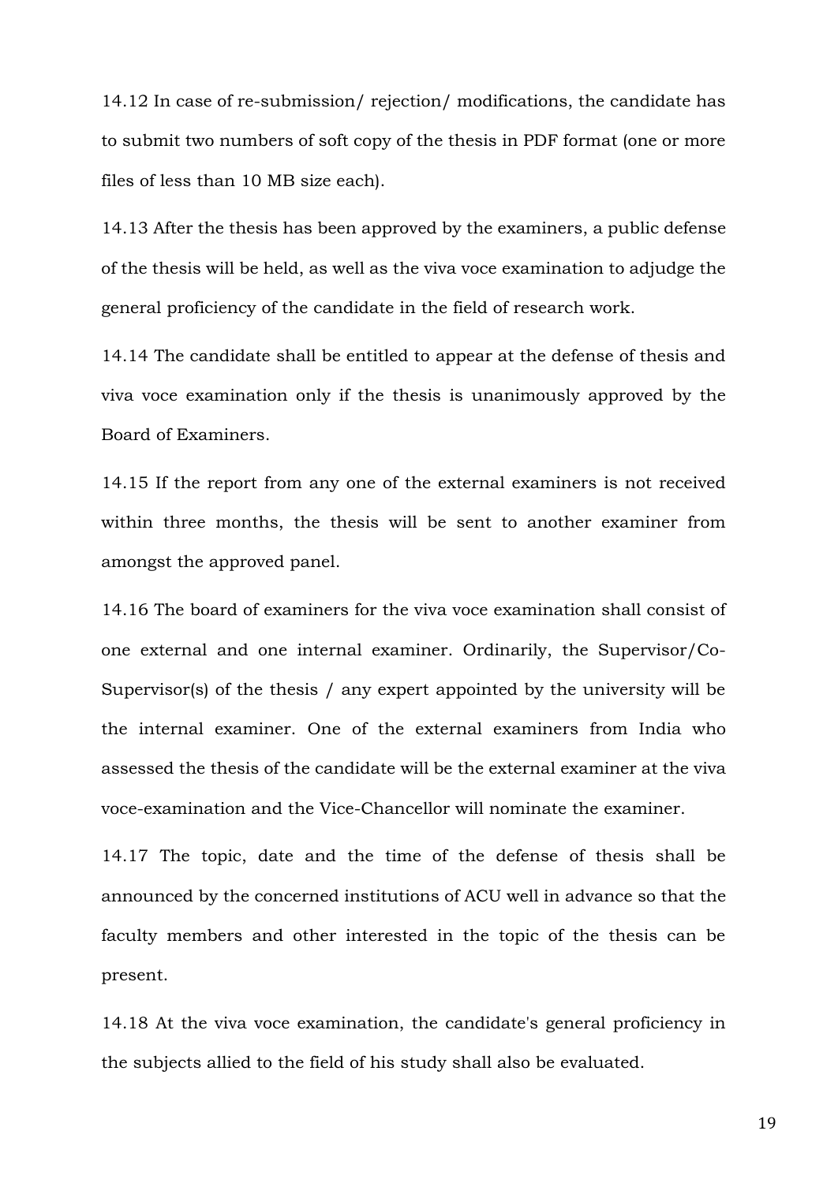14.12 In case of re-submission/ rejection/ modifications, the candidate has to submit two numbers of soft copy of the thesis in PDF format (one or more files of less than 10 MB size each).

14.13 After the thesis has been approved by the examiners, a public defense of the thesis will be held, as well as the viva voce examination to adjudge the general proficiency of the candidate in the field of research work.

14.14 The candidate shall be entitled to appear at the defense of thesis and viva voce examination only if the thesis is unanimously approved by the Board of Examiners.

14.15 If the report from any one of the external examiners is not received within three months, the thesis will be sent to another examiner from amongst the approved panel.

14.16 The board of examiners for the viva voce examination shall consist of one external and one internal examiner. Ordinarily, the Supervisor/Co-Supervisor(s) of the thesis / any expert appointed by the university will be the internal examiner. One of the external examiners from India who assessed the thesis of the candidate will be the external examiner at the viva voce-examination and the Vice-Chancellor will nominate the examiner.

14.17 The topic, date and the time of the defense of thesis shall be announced by the concerned institutions of ACU well in advance so that the faculty members and other interested in the topic of the thesis can be present.

14.18 At the viva voce examination, the candidate's general proficiency in the subjects allied to the field of his study shall also be evaluated.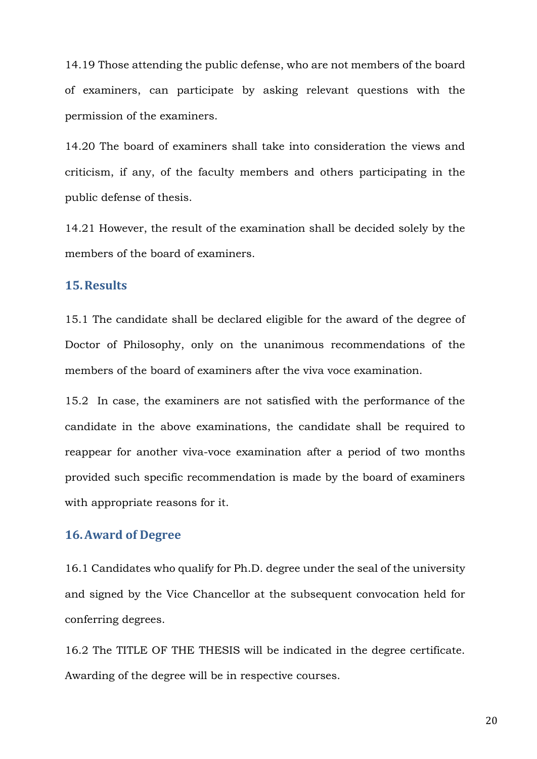14.19 Those attending the public defense, who are not members of the board of examiners, can participate by asking relevant questions with the permission of the examiners.

14.20 The board of examiners shall take into consideration the views and criticism, if any, of the faculty members and others participating in the public defense of thesis.

14.21 However, the result of the examination shall be decided solely by the members of the board of examiners.

## 15. Results

15.1 The candidate shall be declared eligible for the award of the degree of Doctor of Philosophy, only on the unanimous recommendations of the members of the board of examiners after the viva voce examination.

15.2 In case, the examiners are not satisfied with the performance of the candidate in the above examinations, the candidate shall be required to reappear for another viva-voce examination after a period of two months provided such specific recommendation is made by the board of examiners with appropriate reasons for it.

## 16. Award of Degree

16.1 Candidates who qualify for Ph.D. degree under the seal of the university and signed by the Vice Chancellor at the subsequent convocation held for conferring degrees.

16.2 The TITLE OF THE THESIS will be indicated in the degree certificate. Awarding of the degree will be in respective courses.